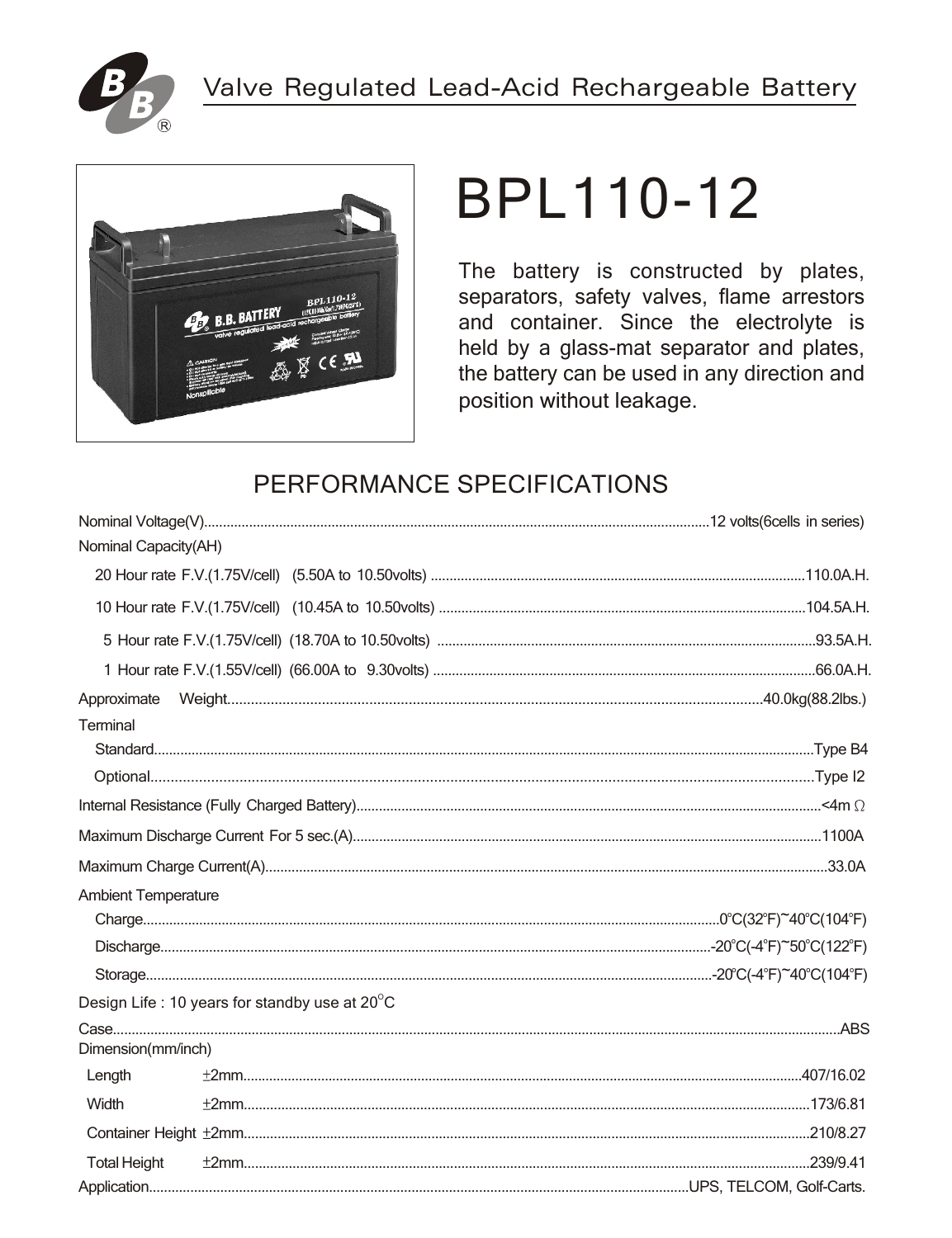# Valve Regulated Lead-Acid Rechargeable Battery

# BPL110-12

The battery is constructed by plates, separators, safety valves, flame arrestors and container. Since the electrolyte is held by a glass-mat separator and plates, the battery can be used in any direction and position without leakage.

## PERFORMANCE SPECIFICATIONS

Nominal Voltage(V)....................12 volts(6cells in series)

Nominal Capacity(AH)

- 20 Hour rate F.V.(1.75V/cell) (5.50A to 10.50volts)....................110.0A.H.
- 10 Hour rate F.V.(1.75V/cell) (10.45A to 10.50volts)....................104.5A.H.
- 5 Hour rate F.V.(1.75V/cell) (18.70A to 10.50volts)....................93.5A.H.
- 1 Hour rate F.V.(1.55V/cell) (66.00A to 9.30volts)....................66.0A.H.

Approximate Weight....................40.0kg(88.2lbs.)

Terminal

- Standard....................Type B4
- Optional....................Type I2

Internal Resistance (Fully Charged Battery)....................<4m Ω

Maximum Discharge Current For 5 sec.(A)....................1100A

Maximum Charge Current(A)....................33.0A

Ambient Temperature

- Charge....................0°C(32°F)~40°C(104°F)
- Discharge....................-20°C(-4°F)~50°C(122°F)
- Storage....................-20°C(-4°F)~40°C(104°F)

Design Life : 10 years for standby use at 20°C

Case....................ABS

Dimension(mm/inch)

- Length ±2mm....................407/16.02
- Width ±2mm....................173/6.81
- Container Height ±2mm....................210/8.27
- Total Height ±2mm....................239/9.41

Application....................UPS, TELCOM, Golf-Carts.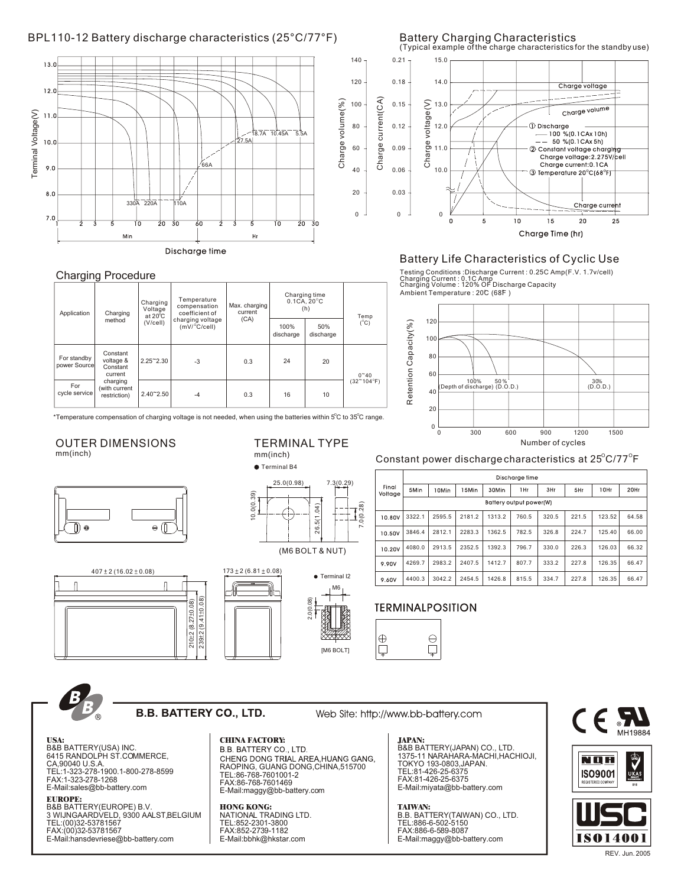## BPL110-12 Battery discharge characteristics (25°C/77°F)

Terminal Voltage(V)

13.0
12.0
11.0
10.0
9.0
8.0
7.0

1 2 3 5 10 20 30 60 2 3 5 10 20 30

Min Hr

Discharge time

330A 220A 110A 66A 27.5A 18.7A 10.45A 5.5A

## Battery Charging Characteristics

(Typical example of the charge characteristics for the standby use)

Charge volume(%) 140 120 100 80 60 40 20 0

Charge current(CA) 0.21 0.18 0.15 0.12 0.09 0.06 0.03 0

Charge voltage(V) 15.0 14.0 13.0 12.0 11.0 10.0 0

Charge voltage

Charge volume

① Discharge
—— 100 %(0.1CAx 10h)
– – 50 %(0.1CAx 5h)
② Constant voltage charging
Charge voltage:2.275V/cell
Charge current:0.1CA
③ Temperature 20°C(68°F)

Charge current

0 5 10 15 20 25

Charge Time (hr)

## Charging Procedure

| Application | Charging method | Charging Voltage at 20°C (V/cell) | Temperature compensation coefficient of charging voltage (mV/°C/cell) | Max. charging current (CA) | Charging time 0.1CA, 20°C (h) | | Temp (°C) |
|---|---|---|---|---|---|---|---|
| | | | | | 100% discharge | 50% discharge | |
| For standby power Source | Constant voltage & Constant current charging (with current restriction) | 2.25~2.30 | -3 | 0.3 | 24 | 20 | 0~40 (32~104°F) |
| For cycle service | | 2.40~2.50 | -4 | 0.3 | 16 | 10 | |

*Temperature compensation of charging voltage is not needed, when using the batteries within 5°C to 35°C range.

## Battery Life Characteristics of Cyclic Use

Testing Conditions :Discharge Current : 0.25C Amp(F.V. 1.7v/cell)
Charging Current : 0.1C Amp
Charging Volume : 120% OF Discharge Capacity
Ambient Temperature : 20C (68F )

Retention Capacity(%)

120
100
80
60
40
20
0

100% (Depth of discharge) 50% (D.O.D.) 30% (D.O.D.)

0 300 600 900 1200 1500

Number of cycles

## OUTER DIMENSIONS

mm(inch)

407 ± 2 (16.02 ± 0.08)

173 ± 2 (6.81 ± 0.08)

210±2 (8.27±0.08)

239±2 (9.41±0.08)

## TERMINAL TYPE

mm(inch)

● Terminal B4

25.0(0.98)

7.3(0.29)

10.0(0.39)

26.5(1.04)

7.0(0.28)

(M6 BOLT & NUT)

● Terminal I2

M6

2.0(0.08)

[M6 BOLT]

## Constant power discharge characteristics at 25°C/77°F

| Final Voltage | Discharge time | | | | | | | | |
|---|---|---|---|---|---|---|---|---|---|
| | 5Min | 10Min | 15Min | 30Min | 1Hr | 3Hr | 5Hr | 10Hr | 20Hr |
| | Battery output power(W) | | | | | | | | |
| 10.80V | 3322.1 | 2595.5 | 2181.2 | 1313.2 | 760.5 | 320.5 | 221.5 | 123.52 | 64.58 |
| 10.50V | 3846.4 | 2812.1 | 2283.3 | 1362.5 | 782.5 | 326.8 | 224.7 | 125.40 | 66.00 |
| 10.20V | 4080.0 | 2913.5 | 2352.5 | 1392.3 | 796.7 | 330.0 | 226.3 | 126.03 | 66.32 |
| 9.90V | 4269.7 | 2983.2 | 2407.5 | 1412.7 | 807.7 | 333.2 | 227.8 | 126.35 | 66.47 |
| 9.60V | 4400.3 | 3042.2 | 2454.5 | 1426.8 | 815.5 | 334.7 | 227.8 | 126.35 | 66.47 |

## TERMINALPOSITION

**B.B. BATTERY CO., LTD.** Web Site: http://www.bb-battery.com

**USA:**
B&B BATTERY(USA) INC.
6415 RANDOLPH ST.COMMERCE,
CA,90040 U.S.A.
TEL:1-323-278-1900.1-800-278-8599
FAX:1-323-278-1268
E-Mail:sales@bb-battery.com

**EUROPE:**
B&B BATTERY(EUROPE) B.V.
3 WIJNGAARDVELD, 9300 AALST,BELGIUM
TEL:(00)32-53781567
FAX:(00)32-53781567
E-Mail:hansdevriese@bb-battery.com

**CHINA FACTORY:**
B.B. BATTERY CO., LTD.
CHENG DONG TRIAL AREA,HUANG GANG,
RAOPING, GUANG DONG,CHINA,515700
TEL:86-768-7601001-2
FAX:86-768-7601469
E-Mail:maggy@bb-battery.com

**HONG KONG:**
NATIONAL TRADING LTD.
TEL:852-2301-3800
FAX:852-2739-1182
E-Mail:bbhk@hkstar.com

**JAPAN:**
B&B BATTERY(JAPAN) CO., LTD.
1375-11 NARAHARA-MACHI,HACHIOJI,
TOKYO 193-0803,JAPAN.
TEL:81-426-25-6375
FAX:81-426-25-6375
E-Mail:miyata@bb-battery.com

**TAIWAN:**
B.B. BATTERY(TAIWAN) CO., LTD.
TEL:886-6-502-5150
FAX:886-6-589-8087
E-Mail:maggy@bb-battery.com

MH19884

ISO9001

ISO14001

REV. Jun. 2005